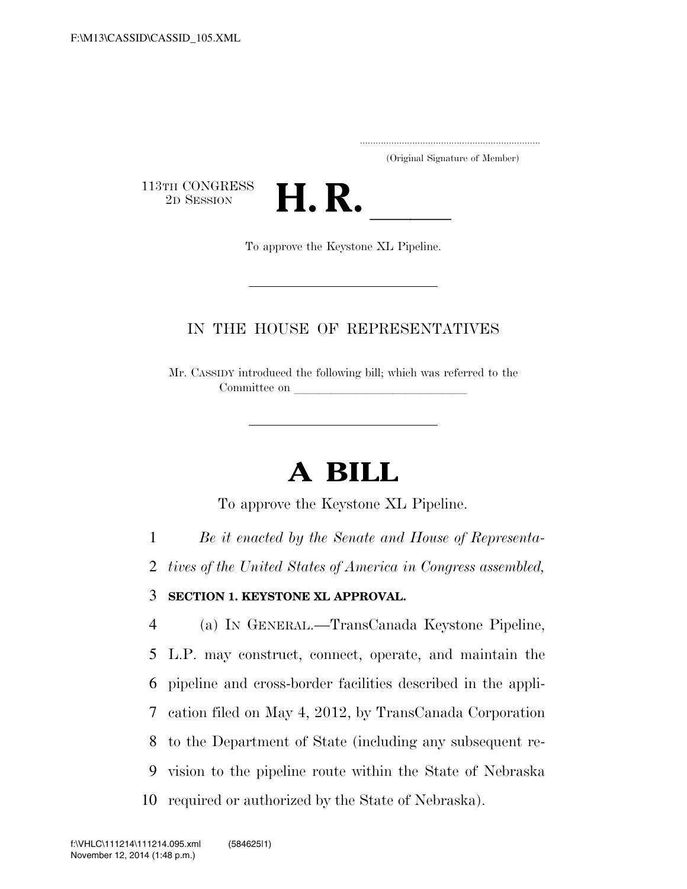(Original Signature of Member)

113TH CONGRESS
2D SESSION

# H. R. ______

To approve the Keystone XL Pipeline.

IN THE HOUSE OF REPRESENTATIVES

Mr. CASSIDY introduced the following bill; which was referred to the Committee on ______________________________

# A BILL

To approve the Keystone XL Pipeline.

1 *Be it enacted by the Senate and House of Representa-*
2 *tives of the United States of America in Congress assembled,*

3 **SECTION 1. KEYSTONE XL APPROVAL.**

4 (a) IN GENERAL.—TransCanada Keystone Pipeline,
5 L.P. may construct, connect, operate, and maintain the
6 pipeline and cross-border facilities described in the appli-
7 cation filed on May 4, 2012, by TransCanada Corporation
8 to the Department of State (including any subsequent re-
9 vision to the pipeline route within the State of Nebraska
10 required or authorized by the State of Nebraska).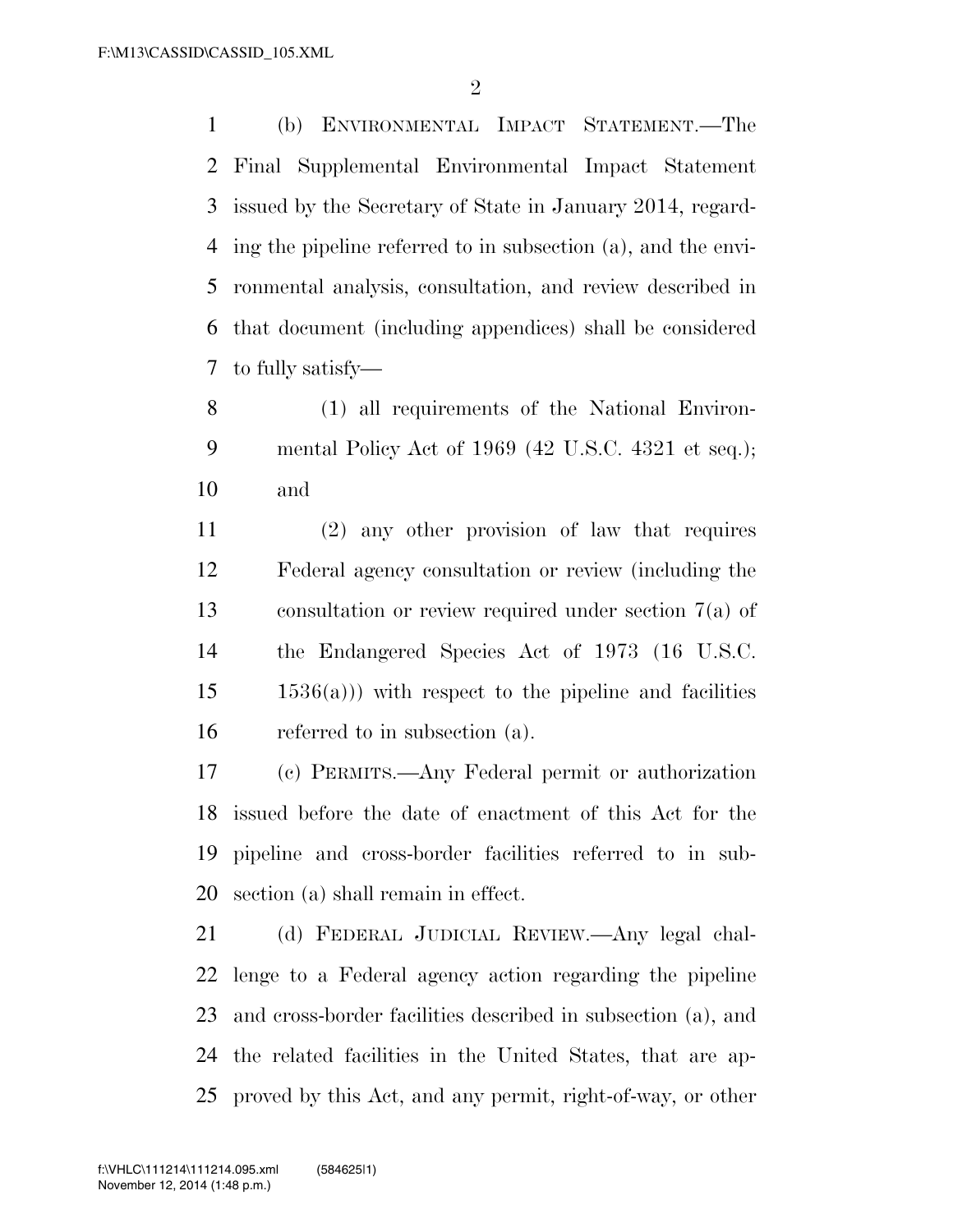(b) ENVIRONMENTAL IMPACT STATEMENT.—The Final Supplemental Environmental Impact Statement issued by the Secretary of State in January 2014, regarding the pipeline referred to in subsection (a), and the environmental analysis, consultation, and review described in that document (including appendices) shall be considered to fully satisfy—

(1) all requirements of the National Environmental Policy Act of 1969 (42 U.S.C. 4321 et seq.); and

(2) any other provision of law that requires Federal agency consultation or review (including the consultation or review required under section 7(a) of the Endangered Species Act of 1973 (16 U.S.C. 1536(a))) with respect to the pipeline and facilities referred to in subsection (a).

(c) PERMITS.—Any Federal permit or authorization issued before the date of enactment of this Act for the pipeline and cross-border facilities referred to in subsection (a) shall remain in effect.

(d) FEDERAL JUDICIAL REVIEW.—Any legal challenge to a Federal agency action regarding the pipeline and cross-border facilities described in subsection (a), and the related facilities in the United States, that are approved by this Act, and any permit, right-of-way, or other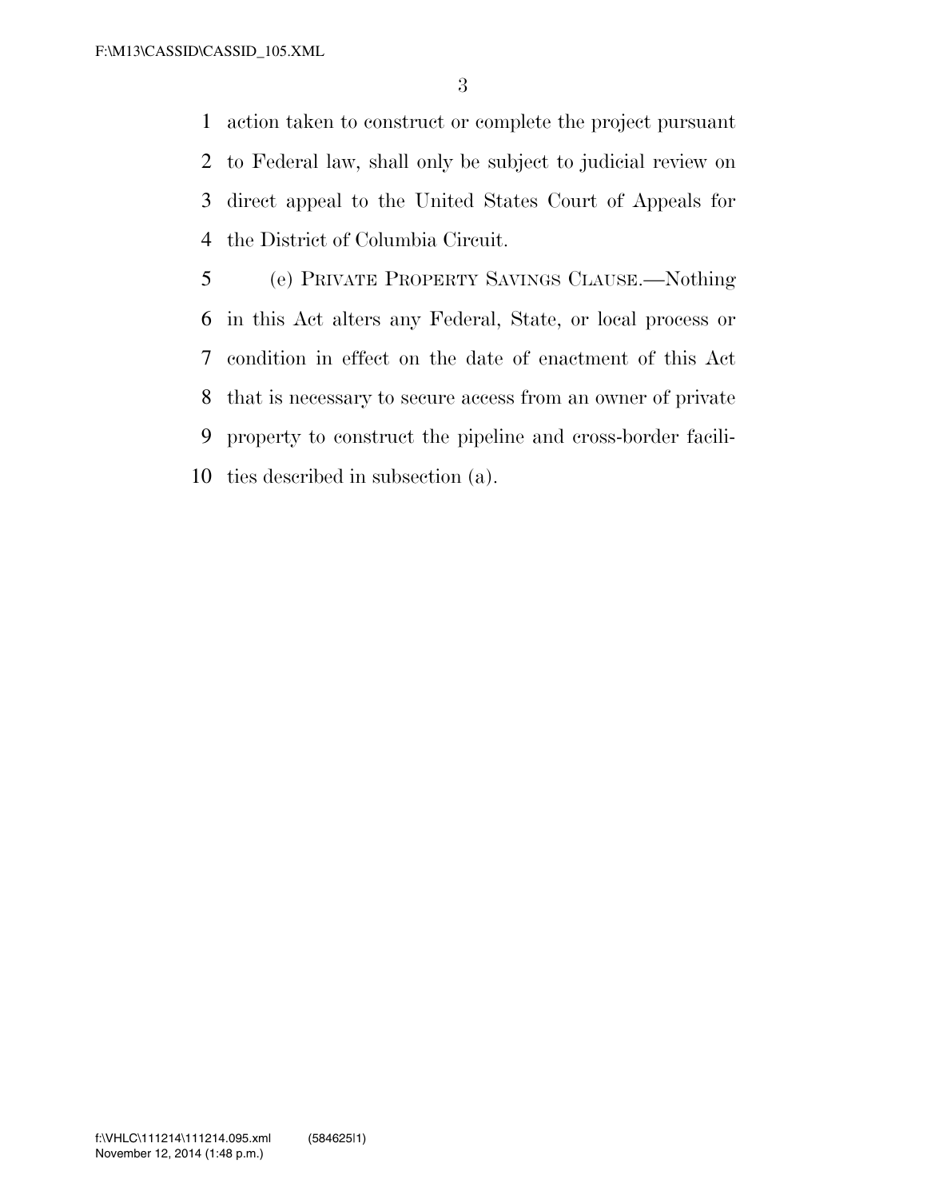action taken to construct or complete the project pursuant to Federal law, shall only be subject to judicial review on direct appeal to the United States Court of Appeals for the District of Columbia Circuit.

(e) PRIVATE PROPERTY SAVINGS CLAUSE.—Nothing in this Act alters any Federal, State, or local process or condition in effect on the date of enactment of this Act that is necessary to secure access from an owner of private property to construct the pipeline and cross-border facilities described in subsection (a).